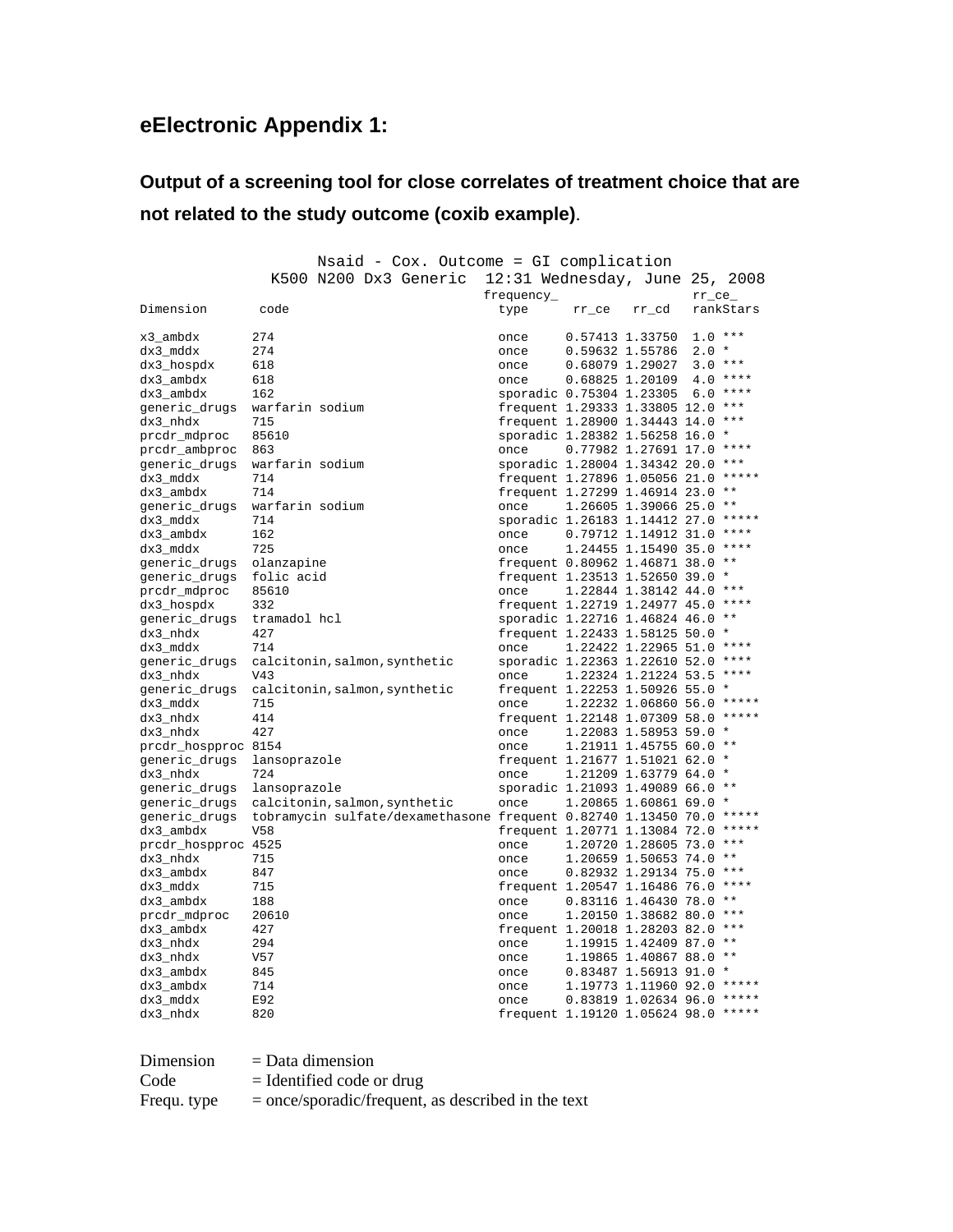## eElectronic Appendix 1:

### Output of a screening tool for close correlates of treatment choice that are not related to the study outcome (coxib example).

```
                 Nsaid - Cox. Outcome = GI complication
              K500 N200 Dx3 Generic  12:31 Wednesday, June 25, 2008
                                      frequency_                   rr_ce_
Dimension       code                    type      rr_ce   rr_cd   rankStars

x3_ambdx       274                      once     0.57413 1.33750  1.0 ***
dx3_mddx       274                      once     0.59632 1.55786  2.0 *
dx3_hospdx     618                      once     0.68079 1.29027  3.0 ***
dx3_ambdx      618                      once     0.68825 1.20109  4.0 ****
dx3_ambdx      162                      sporadic 0.75304 1.23305  6.0 ****
generic_drugs  warfarin sodium          frequent 1.29333 1.33805 12.0 ***
dx3_nhdx       715                      frequent 1.28900 1.34443 14.0 ***
prcdr_mdproc   85610                    sporadic 1.28382 1.56258 16.0 *
prcdr_ambproc  863                      once     0.77982 1.27691 17.0 ****
generic_drugs  warfarin sodium          sporadic 1.28004 1.34342 20.0 ***
dx3_mddx       714                      frequent 1.27896 1.05056 21.0 *****
dx3_ambdx      714                      frequent 1.27299 1.46914 23.0 **
generic_drugs  warfarin sodium          once     1.26605 1.39066 25.0 **
dx3_mddx       714                      sporadic 1.26183 1.14412 27.0 *****
dx3_ambdx      162                      once     0.79712 1.14912 31.0 ****
dx3_mddx       725                      once     1.24455 1.15490 35.0 ****
generic_drugs  olanzapine               frequent 0.80962 1.46871 38.0 **
generic_drugs  folic acid               frequent 1.23513 1.52650 39.0 *
prcdr_mdproc   85610                    once     1.22844 1.38142 44.0 ***
dx3_hospdx     332                      frequent 1.22719 1.24977 45.0 ****
generic_drugs  tramadol hcl             sporadic 1.22716 1.46824 46.0 **
dx3_nhdx       427                      frequent 1.22433 1.58125 50.0 *
dx3_mddx       714                      once     1.22422 1.22965 51.0 ****
generic_drugs  calcitonin,salmon,synthetic sporadic 1.22363 1.22610 52.0 ****
dx3_nhdx       V43                      once     1.22324 1.21224 53.5 ****
generic_drugs  calcitonin,salmon,synthetic frequent 1.22253 1.50926 55.0 *
dx3_mddx       715                      once     1.22232 1.06860 56.0 *****
dx3_nhdx       414                      frequent 1.22148 1.07309 58.0 *****
dx3_nhdx       427                      once     1.22083 1.58953 59.0 *
prcdr_hospproc 8154                     once     1.21911 1.45755 60.0 **
generic_drugs  lansoprazole             frequent 1.21677 1.51021 62.0 *
dx3_nhdx       724                      once     1.21209 1.63779 64.0 *
generic_drugs  lansoprazole             sporadic 1.21093 1.49089 66.0 **
generic_drugs  calcitonin,salmon,synthetic once  1.20865 1.60861 69.0 *
generic_drugs  tobramycin sulfate/dexamethasone frequent 0.82740 1.13450 70.0 *****
dx3_ambdx      V58                      frequent 1.20771 1.13084 72.0 *****
prcdr_hospproc 4525                     once     1.20720 1.28605 73.0 ***
dx3_nhdx       715                      once     1.20659 1.50653 74.0 **
dx3_ambdx      847                      once     0.82932 1.29134 75.0 ***
dx3_mddx       715                      frequent 1.20547 1.16486 76.0 ****
dx3_ambdx      188                      once     0.83116 1.46430 78.0 **
prcdr_mdproc   20610                    once     1.20150 1.38682 80.0 ***
dx3_ambdx      427                      frequent 1.20018 1.28203 82.0 ***
dx3_nhdx       294                      once     1.19915 1.42409 87.0 **
dx3_nhdx       V57                      once     1.19865 1.40867 88.0 **
dx3_ambdx      845                      once     0.83487 1.56913 91.0 *
dx3_ambdx      714                      once     1.19773 1.11960 92.0 *****
dx3_mddx       E92                      once     0.83819 1.02634 96.0 *****
dx3_nhdx       820                      frequent 1.19120 1.05624 98.0 *****
```

Dimension = Data dimension
Code = Identified code or drug
Frequ. type = once/sporadic/frequent, as described in the text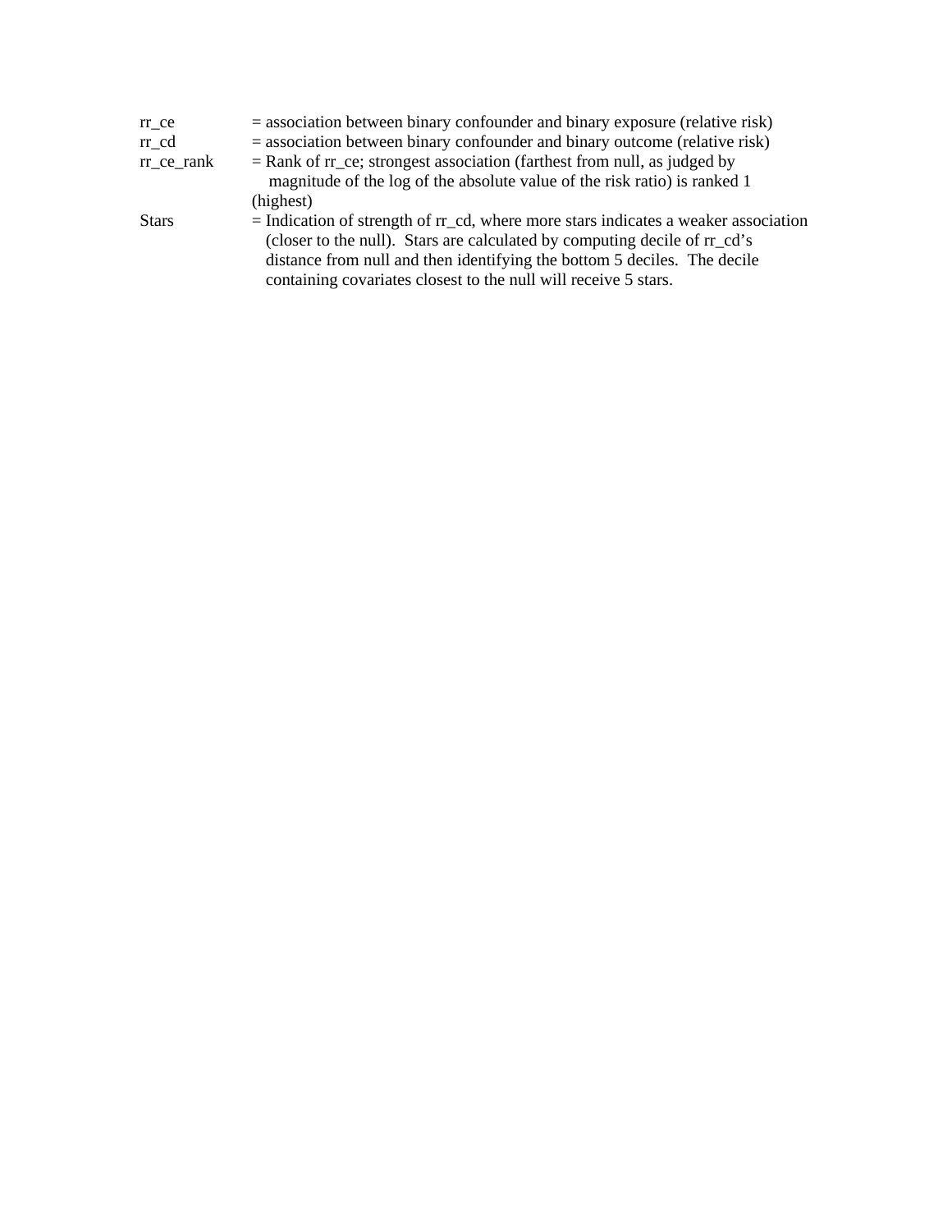| | |
|---|---|
| rr_ce | = association between binary confounder and binary exposure (relative risk) |
| rr_cd | = association between binary confounder and binary outcome (relative risk) |
| rr_ce_rank | = Rank of rr_ce; strongest association (farthest from null, as judged by magnitude of the log of the absolute value of the risk ratio) is ranked 1 (highest) |
| Stars | = Indication of strength of rr_cd, where more stars indicates a weaker association (closer to the null). Stars are calculated by computing decile of rr_cd's distance from null and then identifying the bottom 5 deciles. The decile containing covariates closest to the null will receive 5 stars. |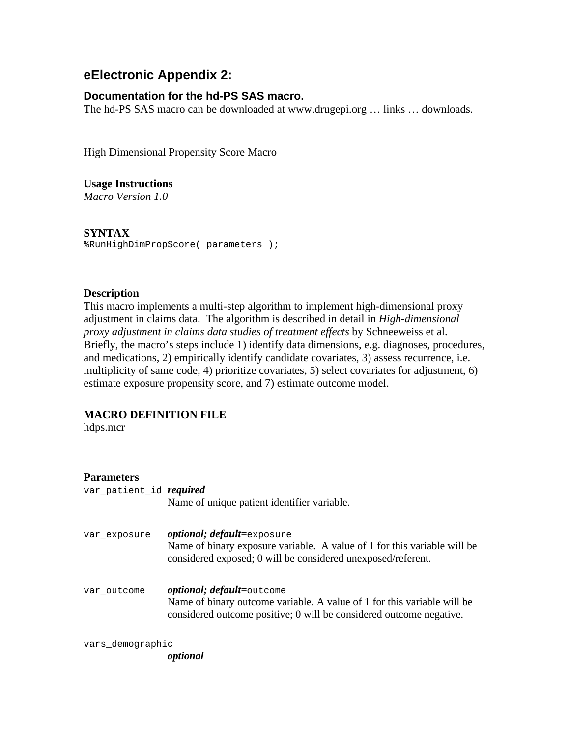## eElectronic Appendix 2:

### Documentation for the hd-PS SAS macro.

The hd-PS SAS macro can be downloaded at www.drugepi.org … links … downloads.

High Dimensional Propensity Score Macro

**Usage Instructions**

*Macro Version 1.0*

**SYNTAX**

```
%RunHighDimPropScore( parameters );
```

**Description**

This macro implements a multi-step algorithm to implement high-dimensional proxy adjustment in claims data. The algorithm is described in detail in *High-dimensional proxy adjustment in claims data studies of treatment effects* by Schneeweiss et al. Briefly, the macro's steps include 1) identify data dimensions, e.g. diagnoses, procedures, and medications, 2) empirically identify candidate covariates, 3) assess recurrence, i.e. multiplicity of same code, 4) prioritize covariates, 5) select covariates for adjustment, 6) estimate exposure propensity score, and 7) estimate outcome model.

**MACRO DEFINITION FILE**

hdps.mcr

**Parameters**

`var_patient_id` ***required***
Name of unique patient identifier variable.

`var_exposure` ***optional; default=***`exposure`
Name of binary exposure variable. A value of 1 for this variable will be considered exposed; 0 will be considered unexposed/referent.

`var_outcome` ***optional; default=***`outcome`
Name of binary outcome variable. A value of 1 for this variable will be considered outcome positive; 0 will be considered outcome negative.

`vars_demographic`
***optional***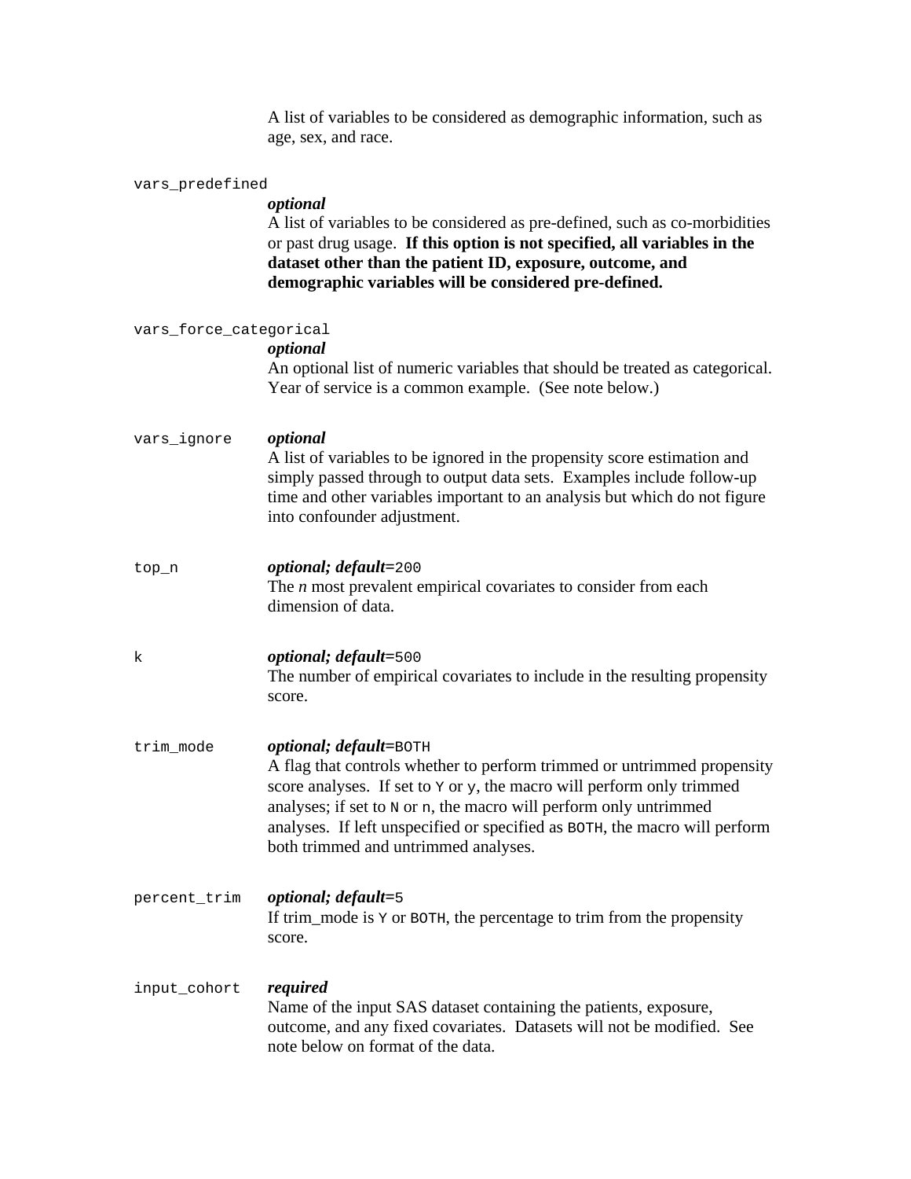A list of variables to be considered as demographic information, such as age, sex, and race.

`vars_predefined`

*optional*
A list of variables to be considered as pre-defined, such as co-morbidities or past drug usage. **If this option is not specified, all variables in the dataset other than the patient ID, exposure, outcome, and demographic variables will be considered pre-defined.**

`vars_force_categorical`

*optional*
An optional list of numeric variables that should be treated as categorical. Year of service is a common example. (See note below.)

`vars_ignore`

*optional*
A list of variables to be ignored in the propensity score estimation and simply passed through to output data sets. Examples include follow-up time and other variables important to an analysis but which do not figure into confounder adjustment.

`top_n`

***optional; default***=`200`
The *n* most prevalent empirical covariates to consider from each dimension of data.

`k`

***optional; default***=`500`
The number of empirical covariates to include in the resulting propensity score.

`trim_mode`

***optional; default***=`BOTH`
A flag that controls whether to perform trimmed or untrimmed propensity score analyses. If set to `Y` or `y`, the macro will perform only trimmed analyses; if set to `N` or `n`, the macro will perform only untrimmed analyses. If left unspecified or specified as `BOTH`, the macro will perform both trimmed and untrimmed analyses.

`percent_trim`

***optional; default***=`5`
If trim_mode is `Y` or `BOTH`, the percentage to trim from the propensity score.

`input_cohort`

***required***
Name of the input SAS dataset containing the patients, exposure, outcome, and any fixed covariates. Datasets will not be modified. See note below on format of the data.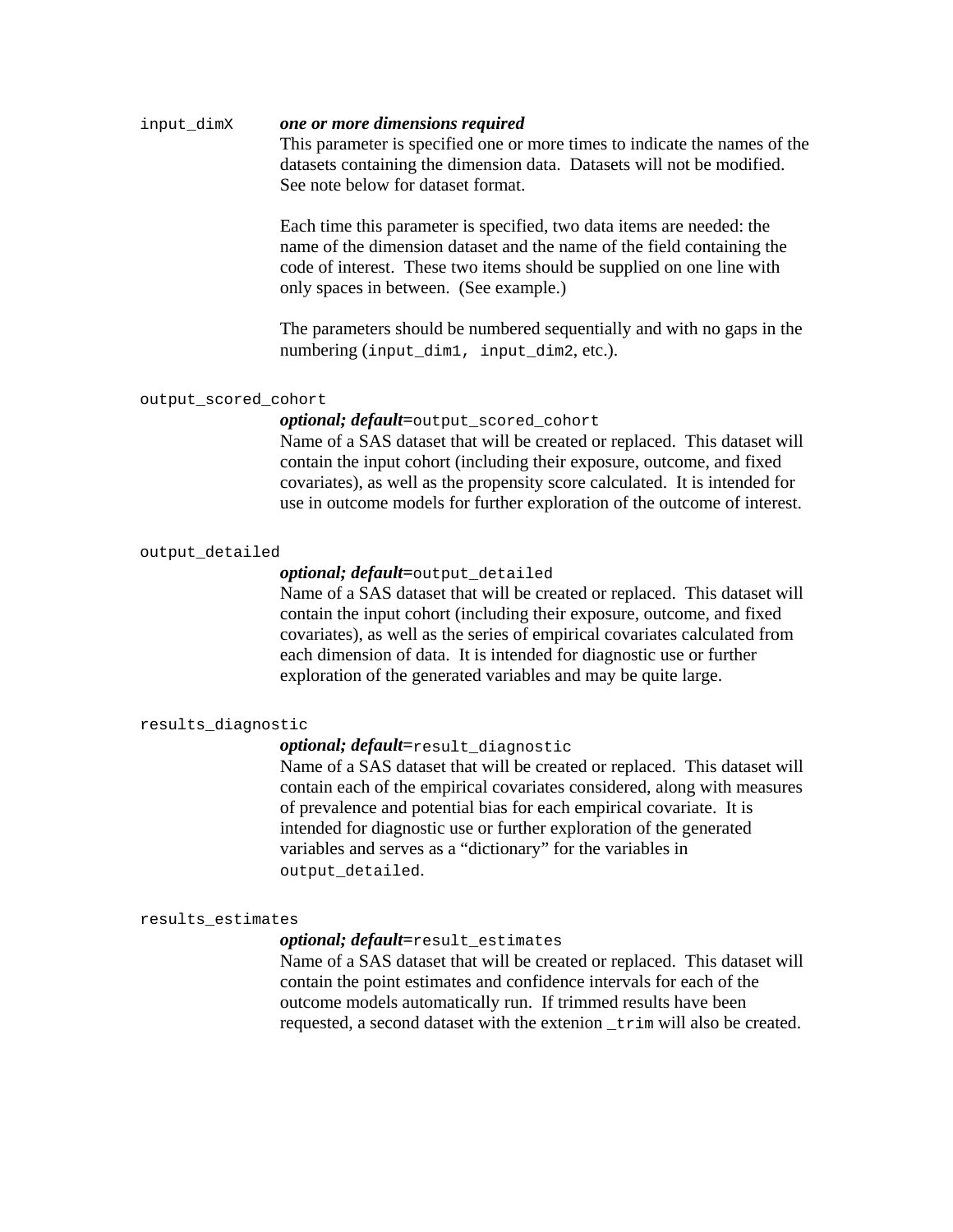`input_dimX` ***one or more dimensions required***

This parameter is specified one or more times to indicate the names of the datasets containing the dimension data. Datasets will not be modified. See note below for dataset format.

Each time this parameter is specified, two data items are needed: the name of the dimension dataset and the name of the field containing the code of interest. These two items should be supplied on one line with only spaces in between. (See example.)

The parameters should be numbered sequentially and with no gaps in the numbering (`input_dim1, input_dim2`, etc.).

`output_scored_cohort`

***optional; default***=`output_scored_cohort`

Name of a SAS dataset that will be created or replaced. This dataset will contain the input cohort (including their exposure, outcome, and fixed covariates), as well as the propensity score calculated. It is intended for use in outcome models for further exploration of the outcome of interest.

`output_detailed`

***optional; default***=`output_detailed`

Name of a SAS dataset that will be created or replaced. This dataset will contain the input cohort (including their exposure, outcome, and fixed covariates), as well as the series of empirical covariates calculated from each dimension of data. It is intended for diagnostic use or further exploration of the generated variables and may be quite large.

`results_diagnostic`

***optional; default***=`result_diagnostic`

Name of a SAS dataset that will be created or replaced. This dataset will contain each of the empirical covariates considered, along with measures of prevalence and potential bias for each empirical covariate. It is intended for diagnostic use or further exploration of the generated variables and serves as a “dictionary” for the variables in `output_detailed`.

`results_estimates`

***optional; default***=`result_estimates`

Name of a SAS dataset that will be created or replaced. This dataset will contain the point estimates and confidence intervals for each of the outcome models automatically run. If trimmed results have been requested, a second dataset with the extenion `_trim` will also be created.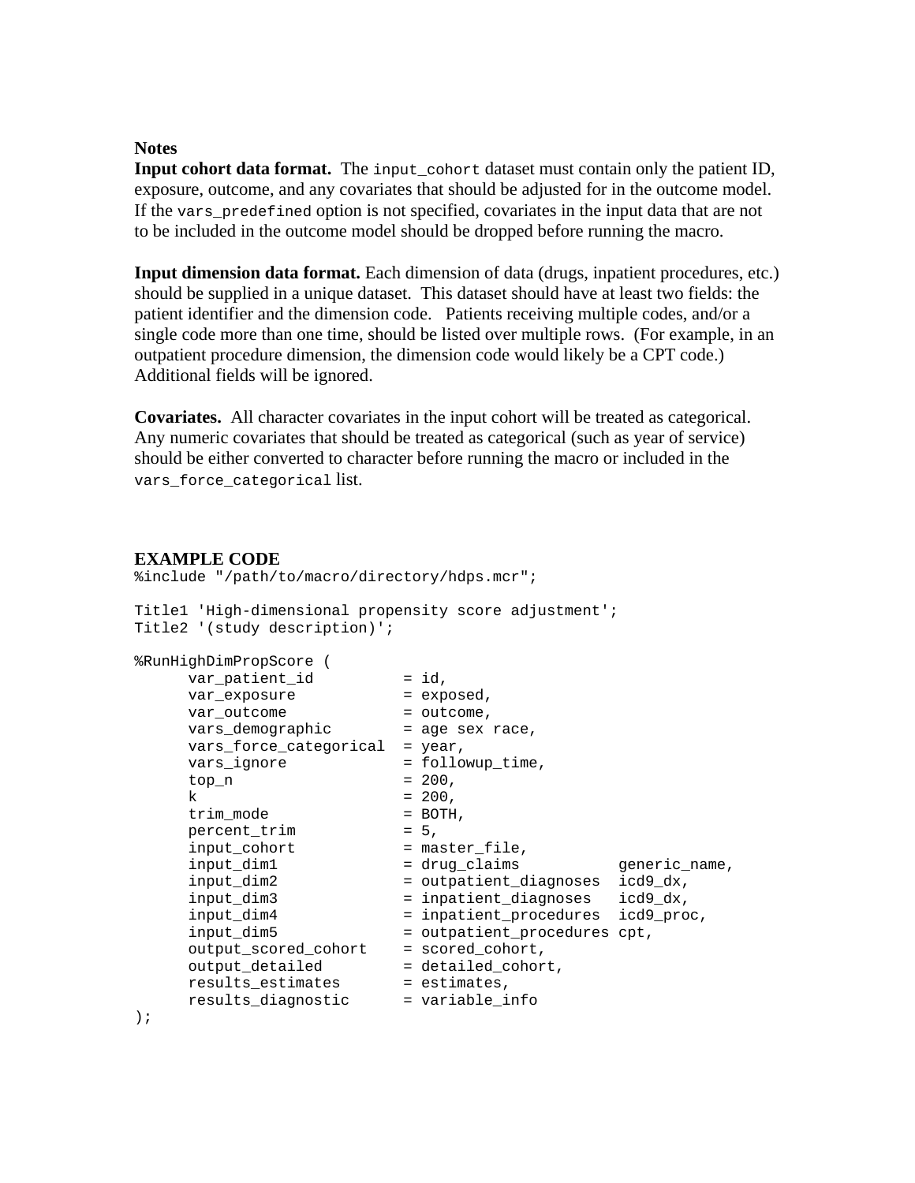**Notes**

**Input cohort data format.** The `input_cohort` dataset must contain only the patient ID, exposure, outcome, and any covariates that should be adjusted for in the outcome model. If the `vars_predefined` option is not specified, covariates in the input data that are not to be included in the outcome model should be dropped before running the macro.

**Input dimension data format.** Each dimension of data (drugs, inpatient procedures, etc.) should be supplied in a unique dataset. This dataset should have at least two fields: the patient identifier and the dimension code. Patients receiving multiple codes, and/or a single code more than one time, should be listed over multiple rows. (For example, in an outpatient procedure dimension, the dimension code would likely be a CPT code.) Additional fields will be ignored.

**Covariates.** All character covariates in the input cohort will be treated as categorical. Any numeric covariates that should be treated as categorical (such as year of service) should be either converted to character before running the macro or included in the `vars_force_categorical` list.

**EXAMPLE CODE**

```
%include "/path/to/macro/directory/hdps.mcr";

Title1 'High-dimensional propensity score adjustment';
Title2 '(study description)';

%RunHighDimPropScore (
      var_patient_id          = id,
      var_exposure            = exposed,
      var_outcome             = outcome,
      vars_demographic        = age sex race,
      vars_force_categorical  = year,
      vars_ignore             = followup_time,
      top_n                   = 200,
      k                       = 200,
      trim_mode               = BOTH,
      percent_trim            = 5,
      input_cohort            = master_file,
      input_dim1              = drug_claims            generic_name,
      input_dim2              = outpatient_diagnoses  icd9_dx,
      input_dim3              = inpatient_diagnoses   icd9_dx,
      input_dim4              = inpatient_procedures  icd9_proc,
      input_dim5              = outpatient_procedures cpt,
      output_scored_cohort    = scored_cohort,
      output_detailed         = detailed_cohort,
      results_estimates       = estimates,
      results_diagnostic      = variable_info
);
```